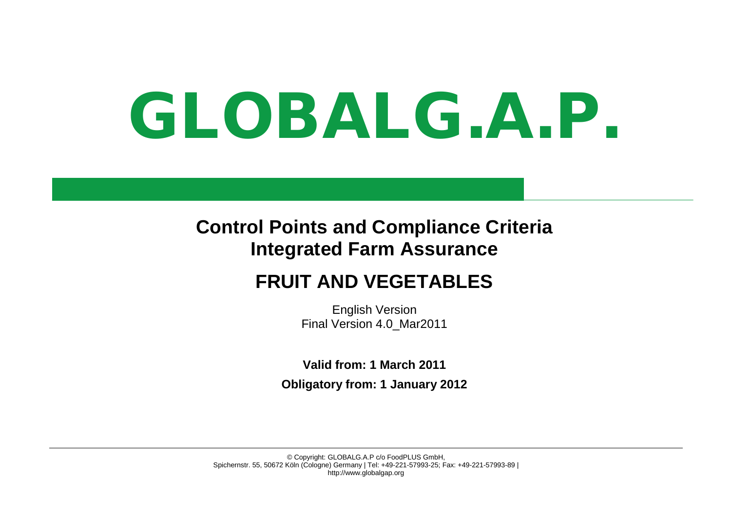# GLOBALG.A.P.

## Control Points and Compliance Criteria
## Integrated Farm Assurance

## FRUIT AND VEGETABLES

English Version
Final Version 4.0_Mar2011

**Valid from: 1 March 2011**

**Obligatory from: 1 January 2012**

© Copyright: GLOBALG.A.P c/o FoodPLUS GmbH,
Spichernstr. 55, 50672 Köln (Cologne) Germany | Tel: +49-221-57993-25; Fax: +49-221-57993-89 |
http://www.globalgap.org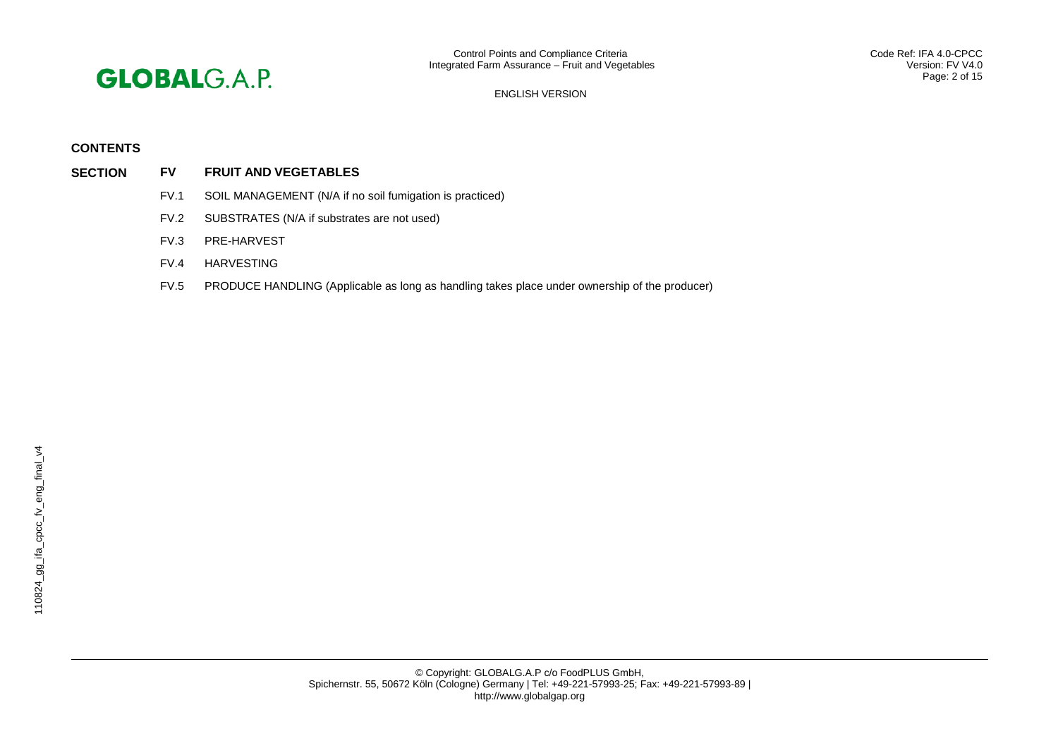## CONTENTS

**SECTION FV FRUIT AND VEGETABLES**

- FV.1 SOIL MANAGEMENT (N/A if no soil fumigation is practiced)
- FV.2 SUBSTRATES (N/A if substrates are not used)
- FV.3 PRE-HARVEST
- FV.4 HARVESTING
- FV.5 PRODUCE HANDLING (Applicable as long as handling takes place under ownership of the producer)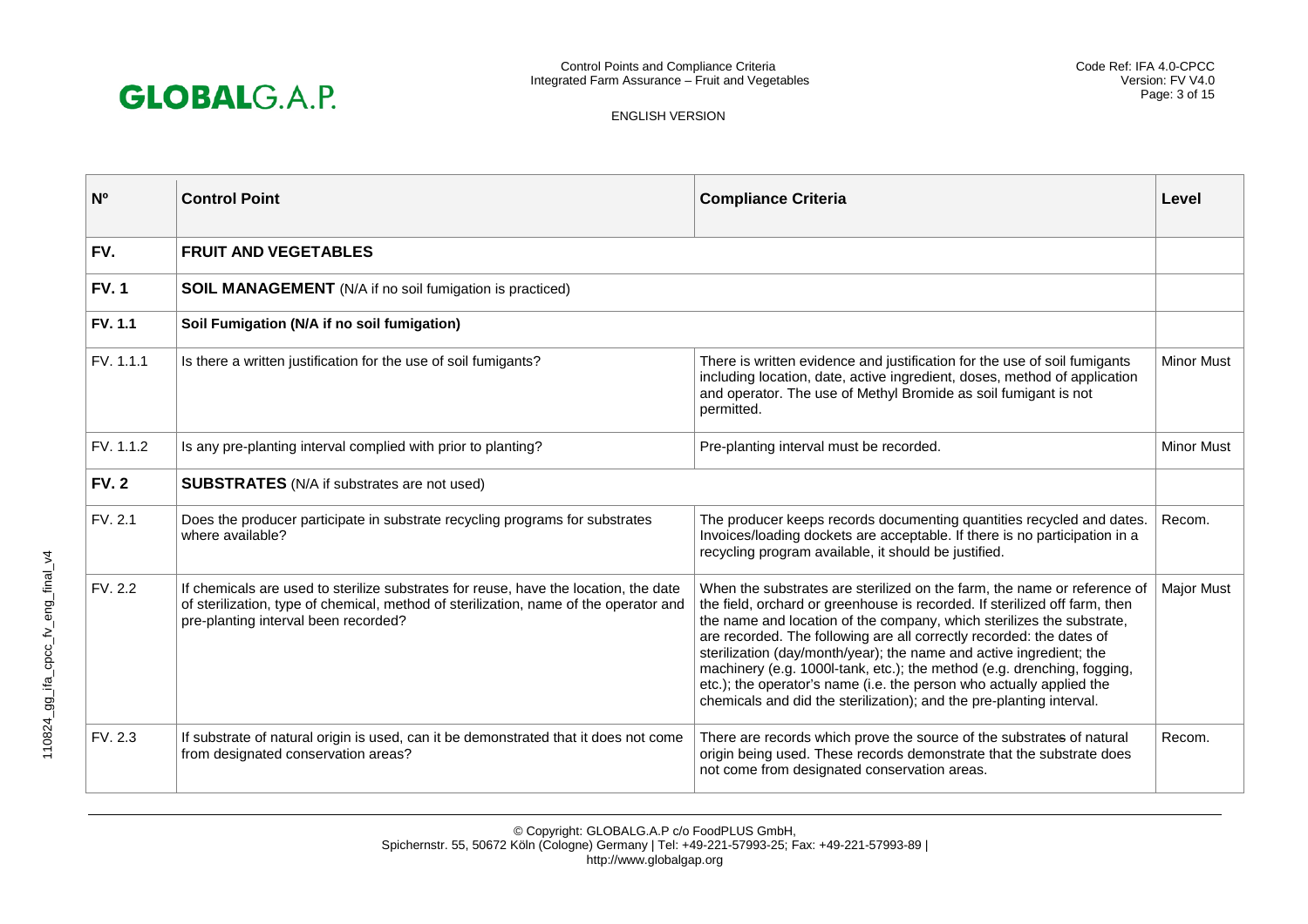| Nº | Control Point | Compliance Criteria | Level |
|---|---|---|---|
| **FV.** | **FRUIT AND VEGETABLES** | | |
| **FV. 1** | **SOIL MANAGEMENT** (N/A if no soil fumigation is practiced) | | |
| **FV. 1.1** | **Soil Fumigation (N/A if no soil fumigation)** | | |
| FV. 1.1.1 | Is there a written justification for the use of soil fumigants? | There is written evidence and justification for the use of soil fumigants including location, date, active ingredient, doses, method of application and operator. The use of Methyl Bromide as soil fumigant is not permitted. | Minor Must |
| FV. 1.1.2 | Is any pre-planting interval complied with prior to planting? | Pre-planting interval must be recorded. | Minor Must |
| **FV. 2** | **SUBSTRATES** (N/A if substrates are not used) | | |
| FV. 2.1 | Does the producer participate in substrate recycling programs for substrates where available? | The producer keeps records documenting quantities recycled and dates. Invoices/loading dockets are acceptable. If there is no participation in a recycling program available, it should be justified. | Recom. |
| FV. 2.2 | If chemicals are used to sterilize substrates for reuse, have the location, the date of sterilization, type of chemical, method of sterilization, name of the operator and pre-planting interval been recorded? | When the substrates are sterilized on the farm, the name or reference of the field, orchard or greenhouse is recorded. If sterilized off farm, then the name and location of the company, which sterilizes the substrate, are recorded. The following are all correctly recorded: the dates of sterilization (day/month/year); the name and active ingredient; the machinery (e.g. 1000l-tank, etc.); the method (e.g. drenching, fogging, etc.); the operator's name (i.e. the person who actually applied the chemicals and did the sterilization); and the pre-planting interval. | Major Must |
| FV. 2.3 | If substrate of natural origin is used, can it be demonstrated that it does not come from designated conservation areas? | There are records which prove the source of the substrates of natural origin being used. These records demonstrate that the substrate does not come from designated conservation areas. | Recom. |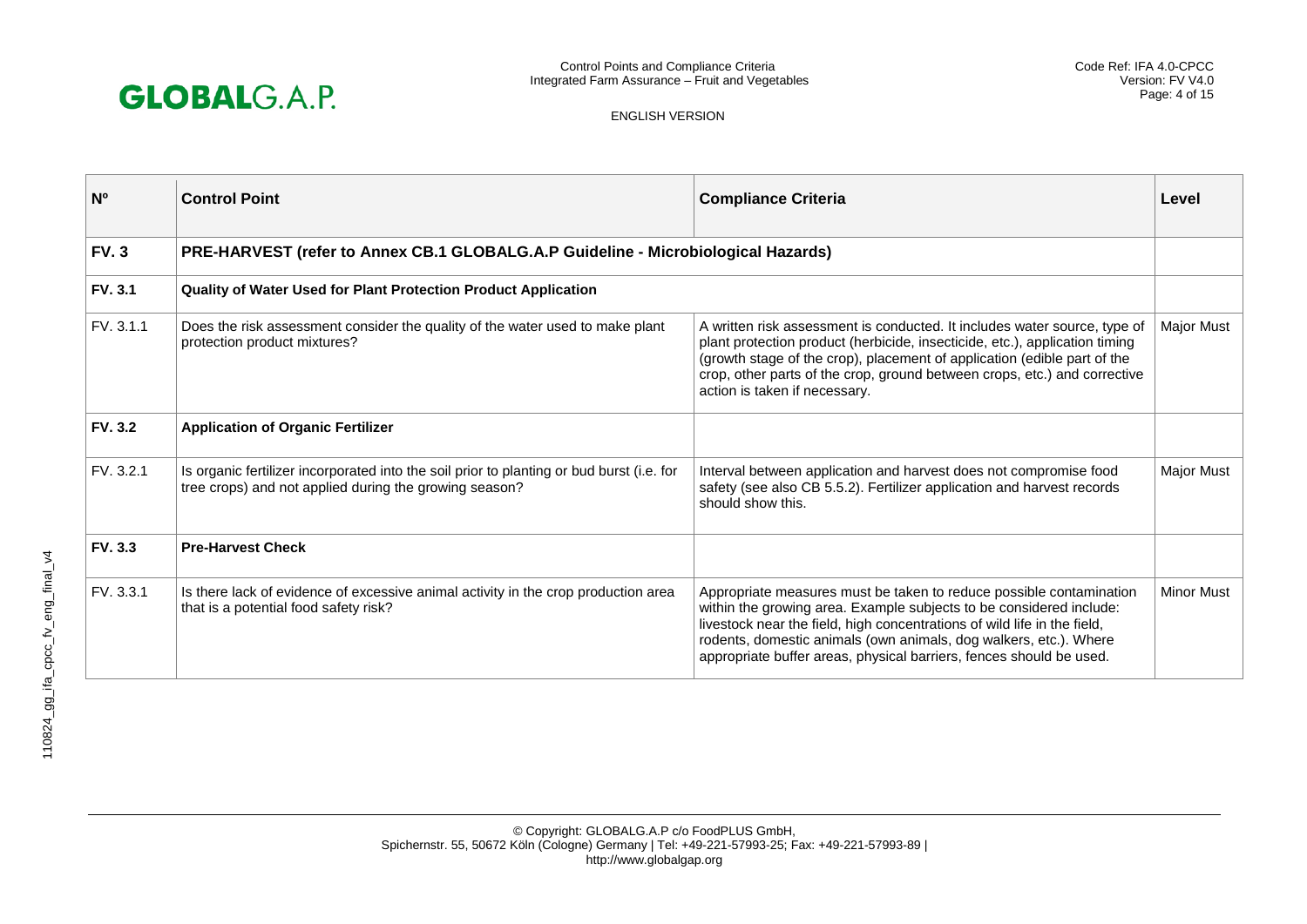| Nº | Control Point | Compliance Criteria | Level |
|---|---|---|---|
| **FV. 3** | **PRE-HARVEST (refer to Annex CB.1 GLOBALG.A.P Guideline - Microbiological Hazards)** | | |
| **FV. 3.1** | **Quality of Water Used for Plant Protection Product Application** | | |
| FV. 3.1.1 | Does the risk assessment consider the quality of the water used to make plant protection product mixtures? | A written risk assessment is conducted. It includes water source, type of plant protection product (herbicide, insecticide, etc.), application timing (growth stage of the crop), placement of application (edible part of the crop, other parts of the crop, ground between crops, etc.) and corrective action is taken if necessary. | Major Must |
| **FV. 3.2** | **Application of Organic Fertilizer** | | |
| FV. 3.2.1 | Is organic fertilizer incorporated into the soil prior to planting or bud burst (i.e. for tree crops) and not applied during the growing season? | Interval between application and harvest does not compromise food safety (see also CB 5.5.2). Fertilizer application and harvest records should show this. | Major Must |
| **FV. 3.3** | **Pre-Harvest Check** | | |
| FV. 3.3.1 | Is there lack of evidence of excessive animal activity in the crop production area that is a potential food safety risk? | Appropriate measures must be taken to reduce possible contamination within the growing area. Example subjects to be considered include: livestock near the field, high concentrations of wild life in the field, rodents, domestic animals (own animals, dog walkers, etc.). Where appropriate buffer areas, physical barriers, fences should be used. | Minor Must |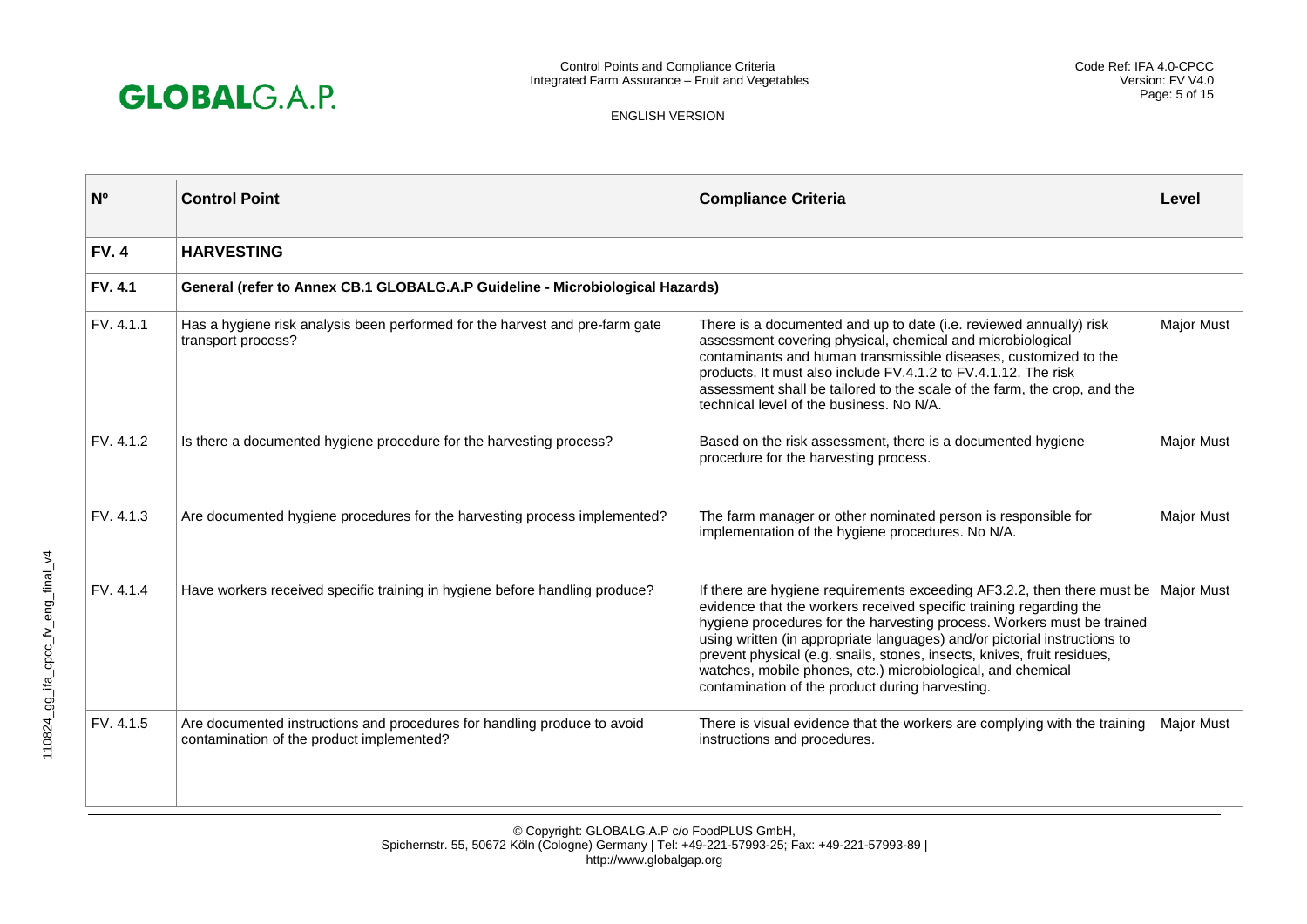| Nº | Control Point | Compliance Criteria | Level |
|---|---|---|---|
| **FV. 4** | **HARVESTING** | | |
| **FV. 4.1** | **General (refer to Annex CB.1 GLOBALG.A.P Guideline - Microbiological Hazards)** | | |
| FV. 4.1.1 | Has a hygiene risk analysis been performed for the harvest and pre-farm gate transport process? | There is a documented and up to date (i.e. reviewed annually) risk assessment covering physical, chemical and microbiological contaminants and human transmissible diseases, customized to the products. It must also include FV.4.1.2 to FV.4.1.12. The risk assessment shall be tailored to the scale of the farm, the crop, and the technical level of the business. No N/A. | Major Must |
| FV. 4.1.2 | Is there a documented hygiene procedure for the harvesting process? | Based on the risk assessment, there is a documented hygiene procedure for the harvesting process. | Major Must |
| FV. 4.1.3 | Are documented hygiene procedures for the harvesting process implemented? | The farm manager or other nominated person is responsible for implementation of the hygiene procedures. No N/A. | Major Must |
| FV. 4.1.4 | Have workers received specific training in hygiene before handling produce? | If there are hygiene requirements exceeding AF3.2.2, then there must be evidence that the workers received specific training regarding the hygiene procedures for the harvesting process. Workers must be trained using written (in appropriate languages) and/or pictorial instructions to prevent physical (e.g. snails, stones, insects, knives, fruit residues, watches, mobile phones, etc.) microbiological, and chemical contamination of the product during harvesting. | Major Must |
| FV. 4.1.5 | Are documented instructions and procedures for handling produce to avoid contamination of the product implemented? | There is visual evidence that the workers are complying with the training instructions and procedures. | Major Must |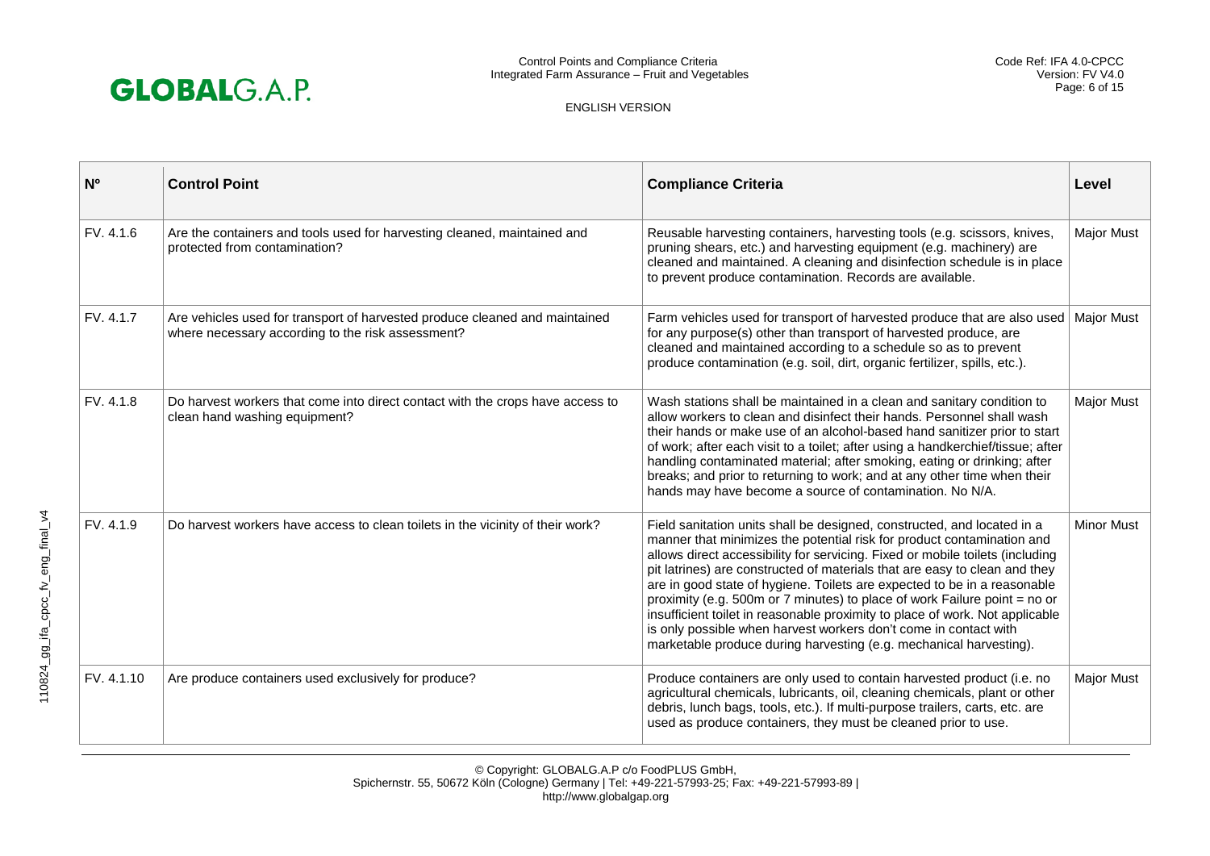| Nº | Control Point | Compliance Criteria | Level |
|---|---|---|---|
| FV. 4.1.6 | Are the containers and tools used for harvesting cleaned, maintained and protected from contamination? | Reusable harvesting containers, harvesting tools (e.g. scissors, knives, pruning shears, etc.) and harvesting equipment (e.g. machinery) are cleaned and maintained. A cleaning and disinfection schedule is in place to prevent produce contamination. Records are available. | Major Must |
| FV. 4.1.7 | Are vehicles used for transport of harvested produce cleaned and maintained where necessary according to the risk assessment? | Farm vehicles used for transport of harvested produce that are also used for any purpose(s) other than transport of harvested produce, are cleaned and maintained according to a schedule so as to prevent produce contamination (e.g. soil, dirt, organic fertilizer, spills, etc.). | Major Must |
| FV. 4.1.8 | Do harvest workers that come into direct contact with the crops have access to clean hand washing equipment? | Wash stations shall be maintained in a clean and sanitary condition to allow workers to clean and disinfect their hands. Personnel shall wash their hands or make use of an alcohol-based hand sanitizer prior to start of work; after each visit to a toilet; after using a handkerchief/tissue; after handling contaminated material; after smoking, eating or drinking; after breaks; and prior to returning to work; and at any other time when their hands may have become a source of contamination. No N/A. | Major Must |
| FV. 4.1.9 | Do harvest workers have access to clean toilets in the vicinity of their work? | Field sanitation units shall be designed, constructed, and located in a manner that minimizes the potential risk for product contamination and allows direct accessibility for servicing. Fixed or mobile toilets (including pit latrines) are constructed of materials that are easy to clean and they are in good state of hygiene. Toilets are expected to be in a reasonable proximity (e.g. 500m or 7 minutes) to place of work Failure point = no or insufficient toilet in reasonable proximity to place of work. Not applicable is only possible when harvest workers don't come in contact with marketable produce during harvesting (e.g. mechanical harvesting). | Minor Must |
| FV. 4.1.10 | Are produce containers used exclusively for produce? | Produce containers are only used to contain harvested product (i.e. no agricultural chemicals, lubricants, oil, cleaning chemicals, plant or other debris, lunch bags, tools, etc.). If multi-purpose trailers, carts, etc. are used as produce containers, they must be cleaned prior to use. | Major Must |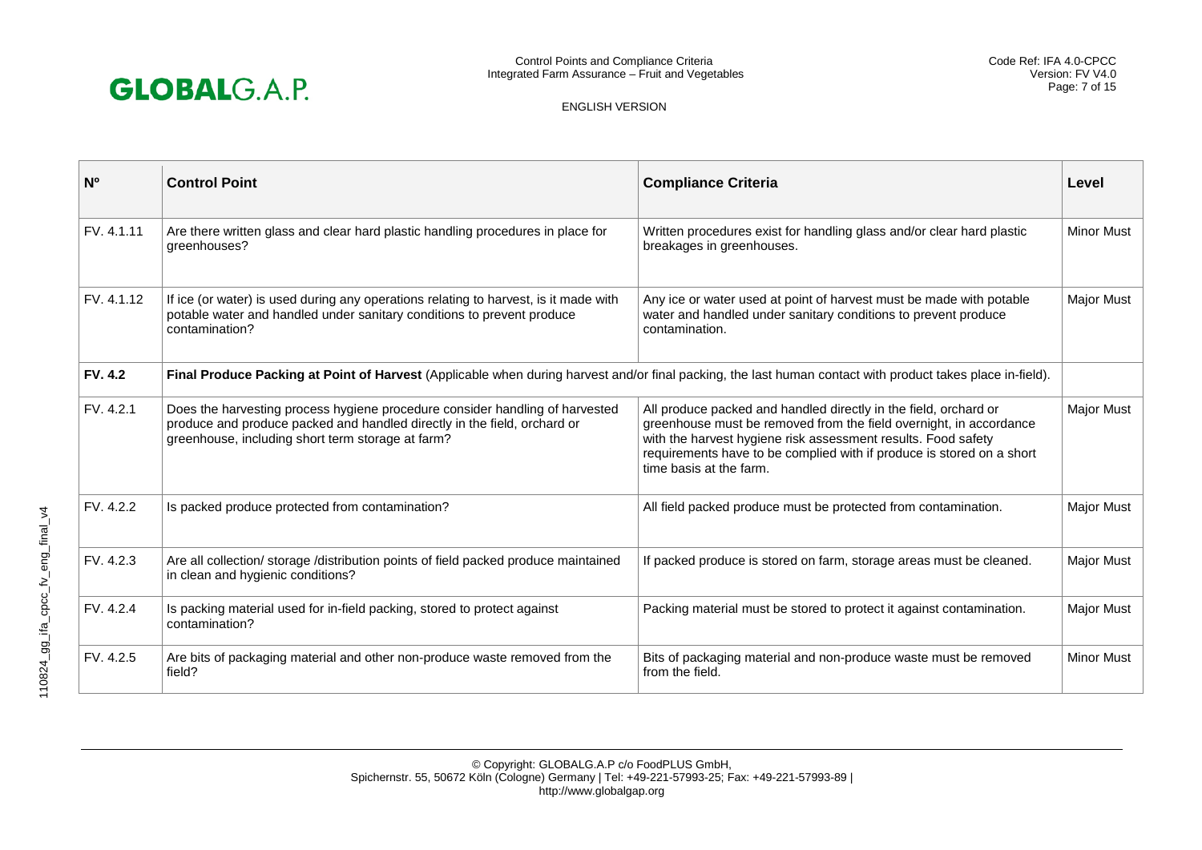| Nº | Control Point | Compliance Criteria | Level |
|---|---|---|---|
| FV. 4.1.11 | Are there written glass and clear hard plastic handling procedures in place for greenhouses? | Written procedures exist for handling glass and/or clear hard plastic breakages in greenhouses. | Minor Must |
| FV. 4.1.12 | If ice (or water) is used during any operations relating to harvest, is it made with potable water and handled under sanitary conditions to prevent produce contamination? | Any ice or water used at point of harvest must be made with potable water and handled under sanitary conditions to prevent produce contamination. | Major Must |
| **FV. 4.2** | **Final Produce Packing at Point of Harvest** (Applicable when during harvest and/or final packing, the last human contact with product takes place in-field). | | |
| FV. 4.2.1 | Does the harvesting process hygiene procedure consider handling of harvested produce and produce packed and handled directly in the field, orchard or greenhouse, including short term storage at farm? | All produce packed and handled directly in the field, orchard or greenhouse must be removed from the field overnight, in accordance with the harvest hygiene risk assessment results. Food safety requirements have to be complied with if produce is stored on a short time basis at the farm. | Major Must |
| FV. 4.2.2 | Is packed produce protected from contamination? | All field packed produce must be protected from contamination. | Major Must |
| FV. 4.2.3 | Are all collection/ storage /distribution points of field packed produce maintained in clean and hygienic conditions? | If packed produce is stored on farm, storage areas must be cleaned. | Major Must |
| FV. 4.2.4 | Is packing material used for in-field packing, stored to protect against contamination? | Packing material must be stored to protect it against contamination. | Major Must |
| FV. 4.2.5 | Are bits of packaging material and other non-produce waste removed from the field? | Bits of packaging material and non-produce waste must be removed from the field. | Minor Must |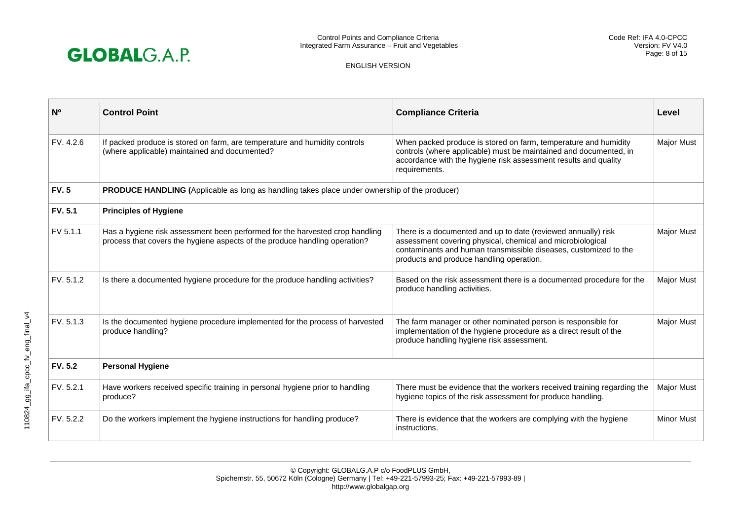| Nº | Control Point | Compliance Criteria | Level |
|---|---|---|---|
| FV. 4.2.6 | If packed produce is stored on farm, are temperature and humidity controls (where applicable) maintained and documented? | When packed produce is stored on farm, temperature and humidity controls (where applicable) must be maintained and documented, in accordance with the hygiene risk assessment results and quality requirements. | Major Must |
| **FV. 5** | **PRODUCE HANDLING (**Applicable as long as handling takes place under ownership of the producer) | | |
| **FV. 5.1** | **Principles of Hygiene** | | |
| FV 5.1.1 | Has a hygiene risk assessment been performed for the harvested crop handling process that covers the hygiene aspects of the produce handling operation? | There is a documented and up to date (reviewed annually) risk assessment covering physical, chemical and microbiological contaminants and human transmissible diseases, customized to the products and produce handling operation. | Major Must |
| FV. 5.1.2 | Is there a documented hygiene procedure for the produce handling activities? | Based on the risk assessment there is a documented procedure for the produce handling activities. | Major Must |
| FV. 5.1.3 | Is the documented hygiene procedure implemented for the process of harvested produce handling? | The farm manager or other nominated person is responsible for implementation of the hygiene procedure as a direct result of the produce handling hygiene risk assessment. | Major Must |
| **FV. 5.2** | **Personal Hygiene** | | |
| FV. 5.2.1 | Have workers received specific training in personal hygiene prior to handling produce? | There must be evidence that the workers received training regarding the hygiene topics of the risk assessment for produce handling. | Major Must |
| FV. 5.2.2 | Do the workers implement the hygiene instructions for handling produce? | There is evidence that the workers are complying with the hygiene instructions. | Minor Must |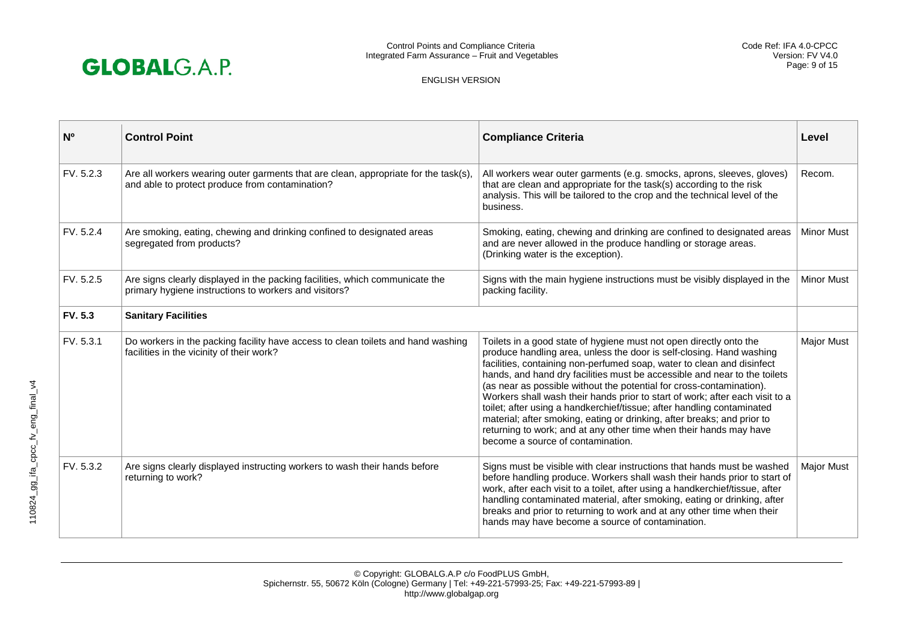| Nº | Control Point | Compliance Criteria | Level |
|---|---|---|---|
| FV. 5.2.3 | Are all workers wearing outer garments that are clean, appropriate for the task(s), and able to protect produce from contamination? | All workers wear outer garments (e.g. smocks, aprons, sleeves, gloves) that are clean and appropriate for the task(s) according to the risk analysis. This will be tailored to the crop and the technical level of the business. | Recom. |
| FV. 5.2.4 | Are smoking, eating, chewing and drinking confined to designated areas segregated from products? | Smoking, eating, chewing and drinking are confined to designated areas and are never allowed in the produce handling or storage areas. (Drinking water is the exception). | Minor Must |
| FV. 5.2.5 | Are signs clearly displayed in the packing facilities, which communicate the primary hygiene instructions to workers and visitors? | Signs with the main hygiene instructions must be visibly displayed in the packing facility. | Minor Must |
| **FV. 5.3** | **Sanitary Facilities** | | |
| FV. 5.3.1 | Do workers in the packing facility have access to clean toilets and hand washing facilities in the vicinity of their work? | Toilets in a good state of hygiene must not open directly onto the produce handling area, unless the door is self-closing. Hand washing facilities, containing non-perfumed soap, water to clean and disinfect hands, and hand dry facilities must be accessible and near to the toilets (as near as possible without the potential for cross-contamination). Workers shall wash their hands prior to start of work; after each visit to a toilet; after using a handkerchief/tissue; after handling contaminated material; after smoking, eating or drinking, after breaks; and prior to returning to work; and at any other time when their hands may have become a source of contamination. | Major Must |
| FV. 5.3.2 | Are signs clearly displayed instructing workers to wash their hands before returning to work? | Signs must be visible with clear instructions that hands must be washed before handling produce. Workers shall wash their hands prior to start of work, after each visit to a toilet, after using a handkerchief/tissue, after handling contaminated material, after smoking, eating or drinking, after breaks and prior to returning to work and at any other time when their hands may have become a source of contamination. | Major Must |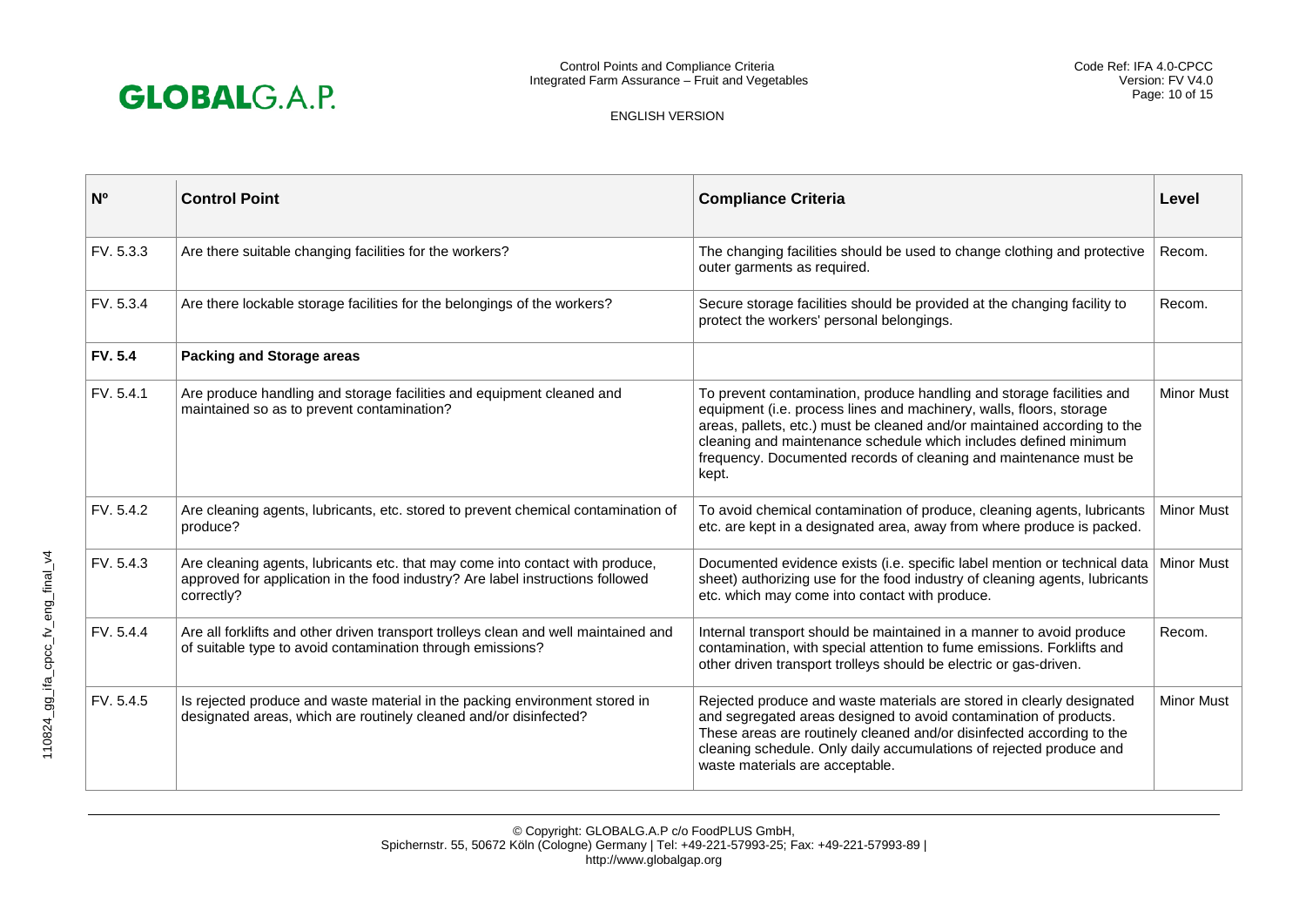| Nº | Control Point | Compliance Criteria | Level |
|---|---|---|---|
| FV. 5.3.3 | Are there suitable changing facilities for the workers? | The changing facilities should be used to change clothing and protective outer garments as required. | Recom. |
| FV. 5.3.4 | Are there lockable storage facilities for the belongings of the workers? | Secure storage facilities should be provided at the changing facility to protect the workers' personal belongings. | Recom. |
| **FV. 5.4** | **Packing and Storage areas** | | |
| FV. 5.4.1 | Are produce handling and storage facilities and equipment cleaned and maintained so as to prevent contamination? | To prevent contamination, produce handling and storage facilities and equipment (i.e. process lines and machinery, walls, floors, storage areas, pallets, etc.) must be cleaned and/or maintained according to the cleaning and maintenance schedule which includes defined minimum frequency. Documented records of cleaning and maintenance must be kept. | Minor Must |
| FV. 5.4.2 | Are cleaning agents, lubricants, etc. stored to prevent chemical contamination of produce? | To avoid chemical contamination of produce, cleaning agents, lubricants etc. are kept in a designated area, away from where produce is packed. | Minor Must |
| FV. 5.4.3 | Are cleaning agents, lubricants etc. that may come into contact with produce, approved for application in the food industry? Are label instructions followed correctly? | Documented evidence exists (i.e. specific label mention or technical data sheet) authorizing use for the food industry of cleaning agents, lubricants etc. which may come into contact with produce. | Minor Must |
| FV. 5.4.4 | Are all forklifts and other driven transport trolleys clean and well maintained and of suitable type to avoid contamination through emissions? | Internal transport should be maintained in a manner to avoid produce contamination, with special attention to fume emissions. Forklifts and other driven transport trolleys should be electric or gas-driven. | Recom. |
| FV. 5.4.5 | Is rejected produce and waste material in the packing environment stored in designated areas, which are routinely cleaned and/or disinfected? | Rejected produce and waste materials are stored in clearly designated and segregated areas designed to avoid contamination of products. These areas are routinely cleaned and/or disinfected according to the cleaning schedule. Only daily accumulations of rejected produce and waste materials are acceptable. | Minor Must |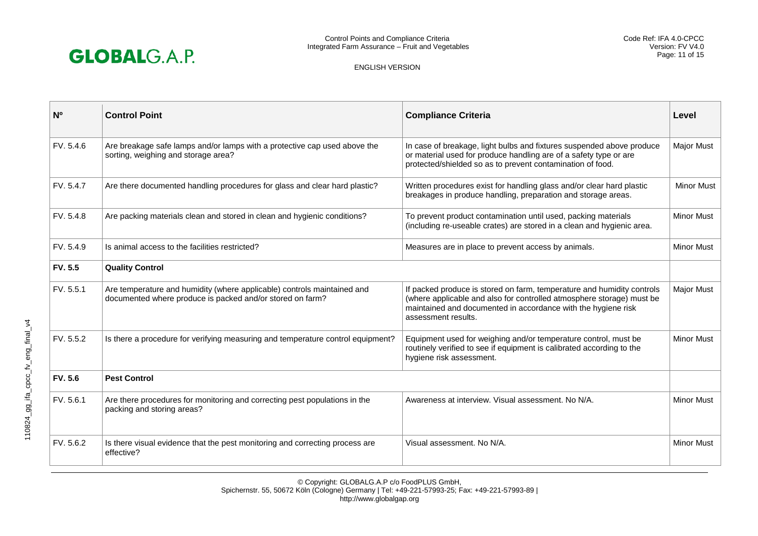| Nº | Control Point | Compliance Criteria | Level |
|---|---|---|---|
| FV. 5.4.6 | Are breakage safe lamps and/or lamps with a protective cap used above the sorting, weighing and storage area? | In case of breakage, light bulbs and fixtures suspended above produce or material used for produce handling are of a safety type or are protected/shielded so as to prevent contamination of food. | Major Must |
| FV. 5.4.7 | Are there documented handling procedures for glass and clear hard plastic? | Written procedures exist for handling glass and/or clear hard plastic breakages in produce handling, preparation and storage areas. | Minor Must |
| FV. 5.4.8 | Are packing materials clean and stored in clean and hygienic conditions? | To prevent product contamination until used, packing materials (including re-useable crates) are stored in a clean and hygienic area. | Minor Must |
| FV. 5.4.9 | Is animal access to the facilities restricted? | Measures are in place to prevent access by animals. | Minor Must |
| **FV. 5.5** | **Quality Control** | | |
| FV. 5.5.1 | Are temperature and humidity (where applicable) controls maintained and documented where produce is packed and/or stored on farm? | If packed produce is stored on farm, temperature and humidity controls (where applicable and also for controlled atmosphere storage) must be maintained and documented in accordance with the hygiene risk assessment results. | Major Must |
| FV. 5.5.2 | Is there a procedure for verifying measuring and temperature control equipment? | Equipment used for weighing and/or temperature control, must be routinely verified to see if equipment is calibrated according to the hygiene risk assessment. | Minor Must |
| **FV. 5.6** | **Pest Control** | | |
| FV. 5.6.1 | Are there procedures for monitoring and correcting pest populations in the packing and storing areas? | Awareness at interview. Visual assessment. No N/A. | Minor Must |
| FV. 5.6.2 | Is there visual evidence that the pest monitoring and correcting process are effective? | Visual assessment. No N/A. | Minor Must |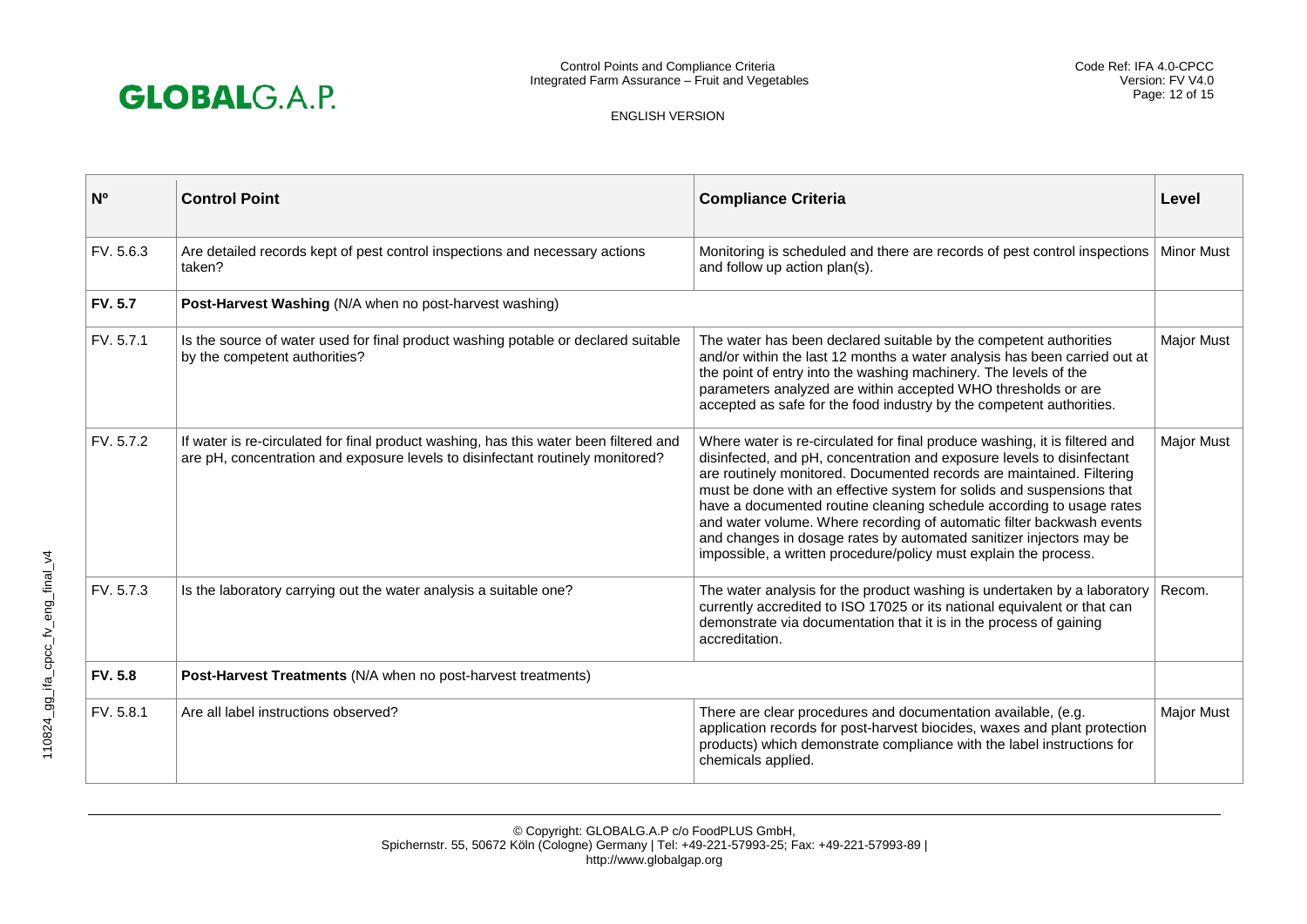| Nº | Control Point | Compliance Criteria | Level |
|---|---|---|---|
| FV. 5.6.3 | Are detailed records kept of pest control inspections and necessary actions taken? | Monitoring is scheduled and there are records of pest control inspections and follow up action plan(s). | Minor Must |
| **FV. 5.7** | **Post-Harvest Washing** (N/A when no post-harvest washing) | | |
| FV. 5.7.1 | Is the source of water used for final product washing potable or declared suitable by the competent authorities? | The water has been declared suitable by the competent authorities and/or within the last 12 months a water analysis has been carried out at the point of entry into the washing machinery. The levels of the parameters analyzed are within accepted WHO thresholds or are accepted as safe for the food industry by the competent authorities. | Major Must |
| FV. 5.7.2 | If water is re-circulated for final product washing, has this water been filtered and are pH, concentration and exposure levels to disinfectant routinely monitored? | Where water is re-circulated for final produce washing, it is filtered and disinfected, and pH, concentration and exposure levels to disinfectant are routinely monitored. Documented records are maintained. Filtering must be done with an effective system for solids and suspensions that have a documented routine cleaning schedule according to usage rates and water volume. Where recording of automatic filter backwash events and changes in dosage rates by automated sanitizer injectors may be impossible, a written procedure/policy must explain the process. | Major Must |
| FV. 5.7.3 | Is the laboratory carrying out the water analysis a suitable one? | The water analysis for the product washing is undertaken by a laboratory currently accredited to ISO 17025 or its national equivalent or that can demonstrate via documentation that it is in the process of gaining accreditation. | Recom. |
| **FV. 5.8** | **Post-Harvest Treatments** (N/A when no post-harvest treatments) | | |
| FV. 5.8.1 | Are all label instructions observed? | There are clear procedures and documentation available, (e.g. application records for post-harvest biocides, waxes and plant protection products) which demonstrate compliance with the label instructions for chemicals applied. | Major Must |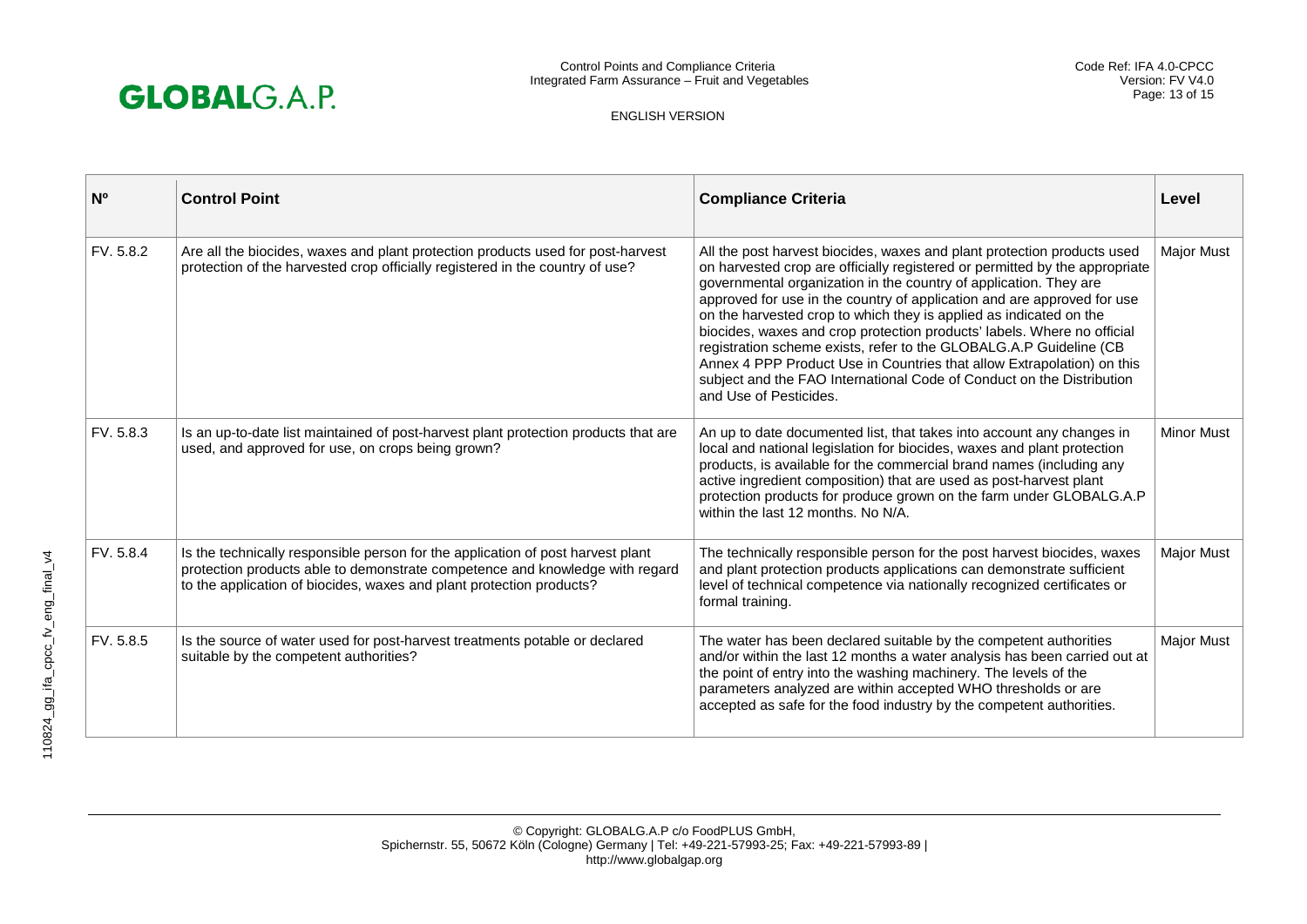| Nº | Control Point | Compliance Criteria | Level |
|---|---|---|---|
| FV. 5.8.2 | Are all the biocides, waxes and plant protection products used for post-harvest protection of the harvested crop officially registered in the country of use? | All the post harvest biocides, waxes and plant protection products used on harvested crop are officially registered or permitted by the appropriate governmental organization in the country of application. They are approved for use in the country of application and are approved for use on the harvested crop to which they is applied as indicated on the biocides, waxes and crop protection products' labels. Where no official registration scheme exists, refer to the GLOBALG.A.P Guideline (CB Annex 4 PPP Product Use in Countries that allow Extrapolation) on this subject and the FAO International Code of Conduct on the Distribution and Use of Pesticides. | Major Must |
| FV. 5.8.3 | Is an up-to-date list maintained of post-harvest plant protection products that are used, and approved for use, on crops being grown? | An up to date documented list, that takes into account any changes in local and national legislation for biocides, waxes and plant protection products, is available for the commercial brand names (including any active ingredient composition) that are used as post-harvest plant protection products for produce grown on the farm under GLOBALG.A.P within the last 12 months. No N/A. | Minor Must |
| FV. 5.8.4 | Is the technically responsible person for the application of post harvest plant protection products able to demonstrate competence and knowledge with regard to the application of biocides, waxes and plant protection products? | The technically responsible person for the post harvest biocides, waxes and plant protection products applications can demonstrate sufficient level of technical competence via nationally recognized certificates or formal training. | Major Must |
| FV. 5.8.5 | Is the source of water used for post-harvest treatments potable or declared suitable by the competent authorities? | The water has been declared suitable by the competent authorities and/or within the last 12 months a water analysis has been carried out at the point of entry into the washing machinery. The levels of the parameters analyzed are within accepted WHO thresholds or are accepted as safe for the food industry by the competent authorities. | Major Must |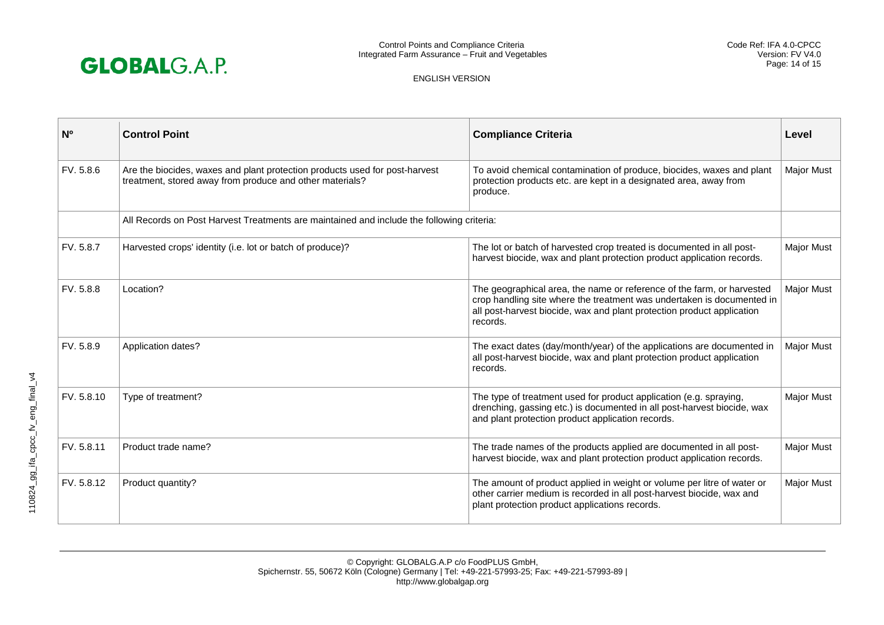| Nº | Control Point | Compliance Criteria | Level |
|---|---|---|---|
| FV. 5.8.6 | Are the biocides, waxes and plant protection products used for post-harvest treatment, stored away from produce and other materials? | To avoid chemical contamination of produce, biocides, waxes and plant protection products etc. are kept in a designated area, away from produce. | Major Must |
| | All Records on Post Harvest Treatments are maintained and include the following criteria: | | |
| FV. 5.8.7 | Harvested crops' identity (i.e. lot or batch of produce)? | The lot or batch of harvested crop treated is documented in all post-harvest biocide, wax and plant protection product application records. | Major Must |
| FV. 5.8.8 | Location? | The geographical area, the name or reference of the farm, or harvested crop handling site where the treatment was undertaken is documented in all post-harvest biocide, wax and plant protection product application records. | Major Must |
| FV. 5.8.9 | Application dates? | The exact dates (day/month/year) of the applications are documented in all post-harvest biocide, wax and plant protection product application records. | Major Must |
| FV. 5.8.10 | Type of treatment? | The type of treatment used for product application (e.g. spraying, drenching, gassing etc.) is documented in all post-harvest biocide, wax and plant protection product application records. | Major Must |
| FV. 5.8.11 | Product trade name? | The trade names of the products applied are documented in all post-harvest biocide, wax and plant protection product application records. | Major Must |
| FV. 5.8.12 | Product quantity? | The amount of product applied in weight or volume per litre of water or other carrier medium is recorded in all post-harvest biocide, wax and plant protection product applications records. | Major Must |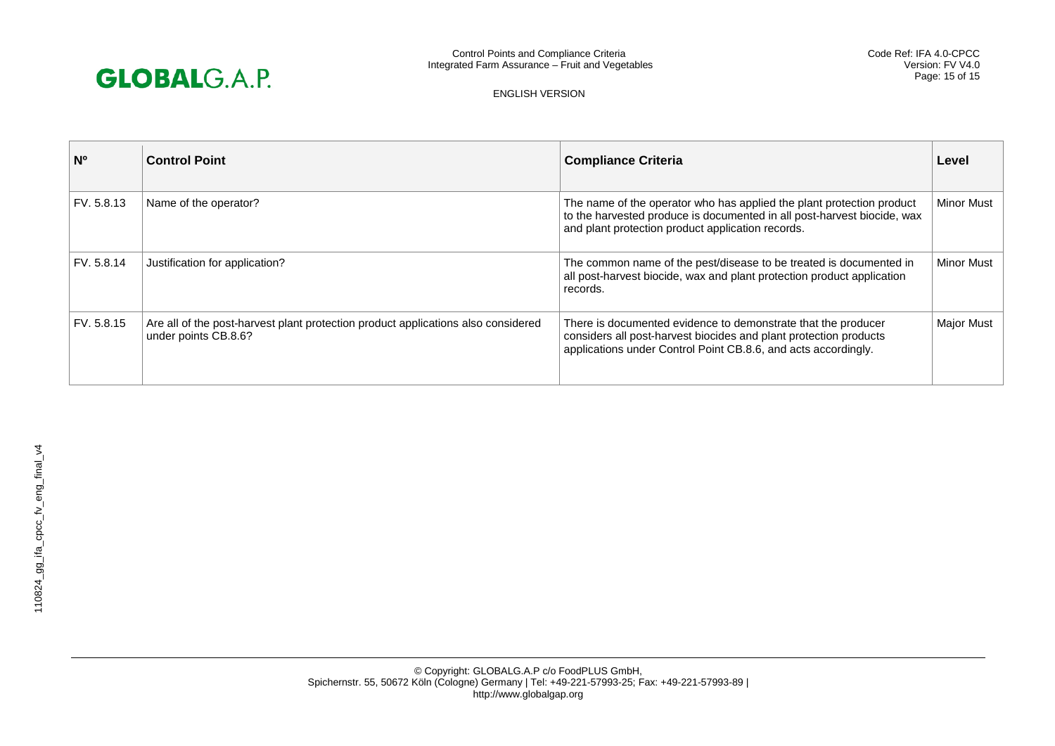| Nº | Control Point | Compliance Criteria | Level |
|---|---|---|---|
| FV. 5.8.13 | Name of the operator? | The name of the operator who has applied the plant protection product to the harvested produce is documented in all post-harvest biocide, wax and plant protection product application records. | Minor Must |
| FV. 5.8.14 | Justification for application? | The common name of the pest/disease to be treated is documented in all post-harvest biocide, wax and plant protection product application records. | Minor Must |
| FV. 5.8.15 | Are all of the post-harvest plant protection product applications also considered under points CB.8.6? | There is documented evidence to demonstrate that the producer considers all post-harvest biocides and plant protection products applications under Control Point CB.8.6, and acts accordingly. | Major Must |